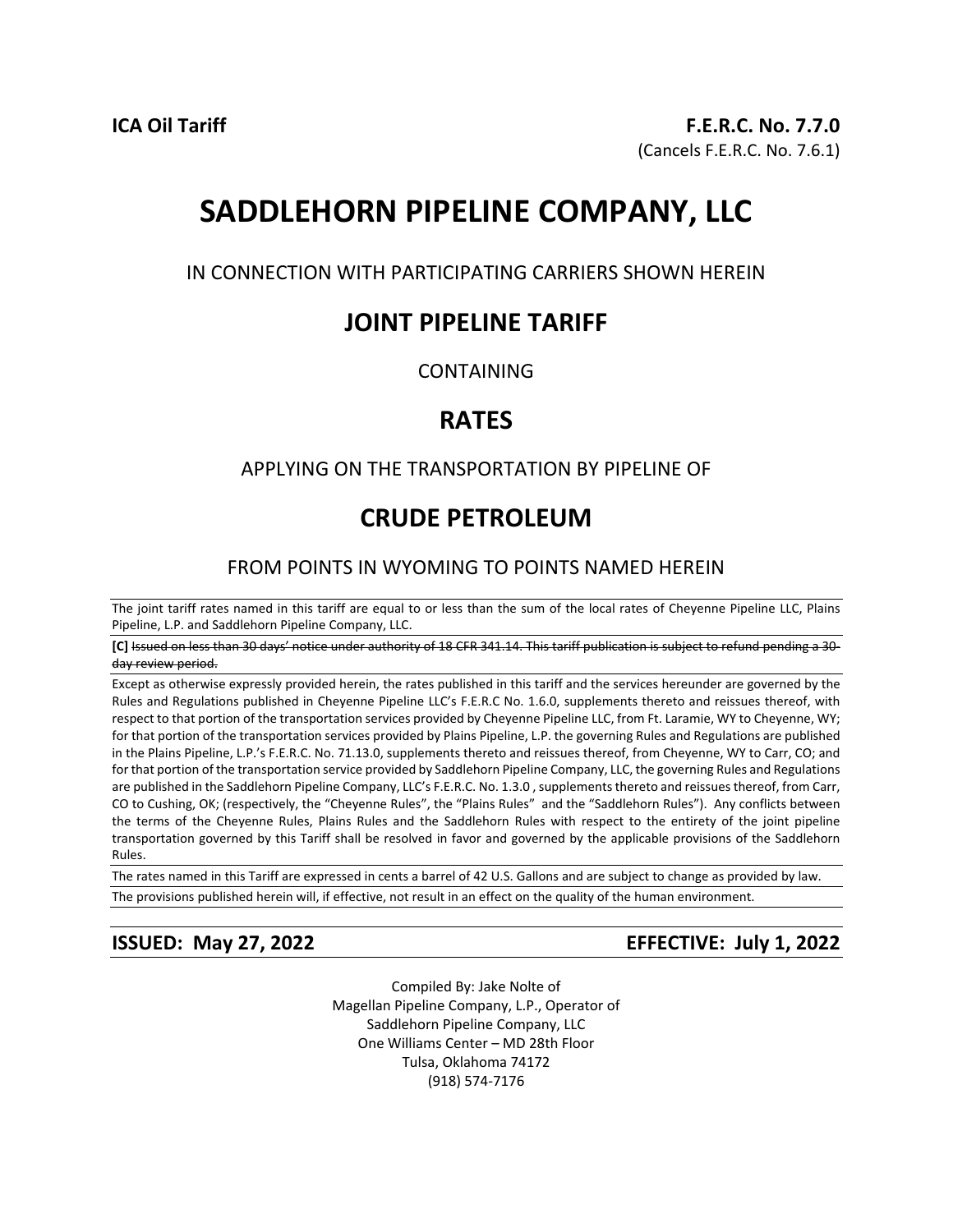**ICA Oil Tariff** **F.E.R.C. No. 7.7.0**
(Cancels F.E.R.C. No. 7.6.1)

# SADDLEHORN PIPELINE COMPANY, LLC

IN CONNECTION WITH PARTICIPATING CARRIERS SHOWN HEREIN

## JOINT PIPELINE TARIFF

CONTAINING

## RATES

APPLYING ON THE TRANSPORTATION BY PIPELINE OF

## CRUDE PETROLEUM

FROM POINTS IN WYOMING TO POINTS NAMED HEREIN

---

The joint tariff rates named in this tariff are equal to or less than the sum of the local rates of Cheyenne Pipeline LLC, Plains Pipeline, L.P. and Saddlehorn Pipeline Company, LLC.

---

**[C]** ~~Issued on less than 30 days' notice under authority of 18 CFR 341.14. This tariff publication is subject to refund pending a 30-day review period.~~

---

Except as otherwise expressly provided herein, the rates published in this tariff and the services hereunder are governed by the Rules and Regulations published in Cheyenne Pipeline LLC's F.E.R.C No. 1.6.0, supplements thereto and reissues thereof, with respect to that portion of the transportation services provided by Cheyenne Pipeline LLC, from Ft. Laramie, WY to Cheyenne, WY; for that portion of the transportation services provided by Plains Pipeline, L.P. the governing Rules and Regulations are published in the Plains Pipeline, L.P.'s F.E.R.C. No. 71.13.0, supplements thereto and reissues thereof, from Cheyenne, WY to Carr, CO; and for that portion of the transportation service provided by Saddlehorn Pipeline Company, LLC, the governing Rules and Regulations are published in the Saddlehorn Pipeline Company, LLC's F.E.R.C. No. 1.3.0 , supplements thereto and reissues thereof, from Carr, CO to Cushing, OK; (respectively, the "Cheyenne Rules", the "Plains Rules" and the "Saddlehorn Rules"). Any conflicts between the terms of the Cheyenne Rules, Plains Rules and the Saddlehorn Rules with respect to the entirety of the joint pipeline transportation governed by this Tariff shall be resolved in favor and governed by the applicable provisions of the Saddlehorn Rules.

---

The rates named in this Tariff are expressed in cents a barrel of 42 U.S. Gallons and are subject to change as provided by law.

---

The provisions published herein will, if effective, not result in an effect on the quality of the human environment.

---

**ISSUED: May 27, 2022** **EFFECTIVE: July 1, 2022**

Compiled By: Jake Nolte of
Magellan Pipeline Company, L.P., Operator of
Saddlehorn Pipeline Company, LLC
One Williams Center – MD 28th Floor
Tulsa, Oklahoma 74172
(918) 574-7176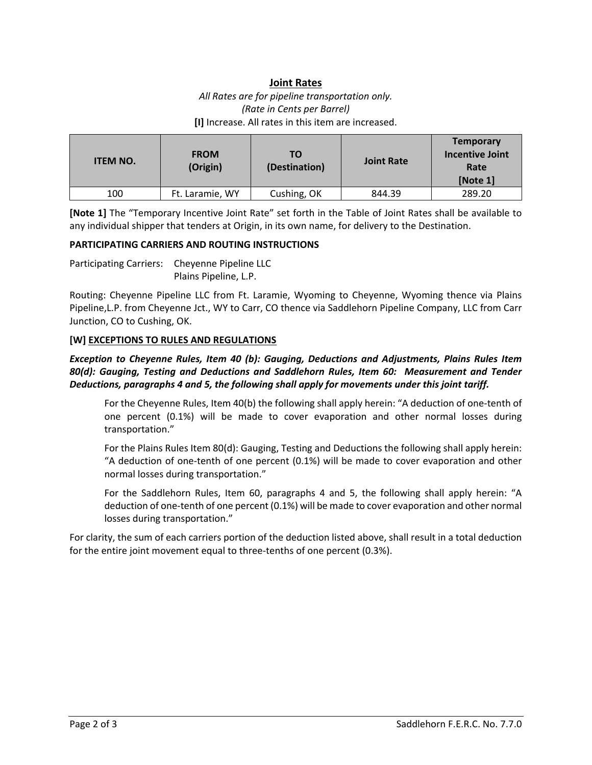## Joint Rates

*All Rates are for pipeline transportation only.*
*(Rate in Cents per Barrel)*
**[I]** Increase. All rates in this item are increased.

| ITEM NO. | FROM (Origin) | TO (Destination) | Joint Rate | Temporary Incentive Joint Rate [Note 1] |
|---|---|---|---|---|
| 100 | Ft. Laramie, WY | Cushing, OK | 844.39 | 289.20 |

**[Note 1]** The "Temporary Incentive Joint Rate" set forth in the Table of Joint Rates shall be available to any individual shipper that tenders at Origin, in its own name, for delivery to the Destination.

**PARTICIPATING CARRIERS AND ROUTING INSTRUCTIONS**

Participating Carriers: Cheyenne Pipeline LLC
Plains Pipeline, L.P.

Routing: Cheyenne Pipeline LLC from Ft. Laramie, Wyoming to Cheyenne, Wyoming thence via Plains Pipeline,L.P. from Cheyenne Jct., WY to Carr, CO thence via Saddlehorn Pipeline Company, LLC from Carr Junction, CO to Cushing, OK.

**[W] EXCEPTIONS TO RULES AND REGULATIONS**

***Exception to Cheyenne Rules, Item 40 (b): Gauging, Deductions and Adjustments, Plains Rules Item 80(d): Gauging, Testing and Deductions and Saddlehorn Rules, Item 60: Measurement and Tender Deductions, paragraphs 4 and 5, the following shall apply for movements under this joint tariff.***

For the Cheyenne Rules, Item 40(b) the following shall apply herein: "A deduction of one-tenth of one percent (0.1%) will be made to cover evaporation and other normal losses during transportation."

For the Plains Rules Item 80(d): Gauging, Testing and Deductions the following shall apply herein: "A deduction of one-tenth of one percent (0.1%) will be made to cover evaporation and other normal losses during transportation."

For the Saddlehorn Rules, Item 60, paragraphs 4 and 5, the following shall apply herein: "A deduction of one-tenth of one percent (0.1%) will be made to cover evaporation and other normal losses during transportation."

For clarity, the sum of each carriers portion of the deduction listed above, shall result in a total deduction for the entire joint movement equal to three-tenths of one percent (0.3%).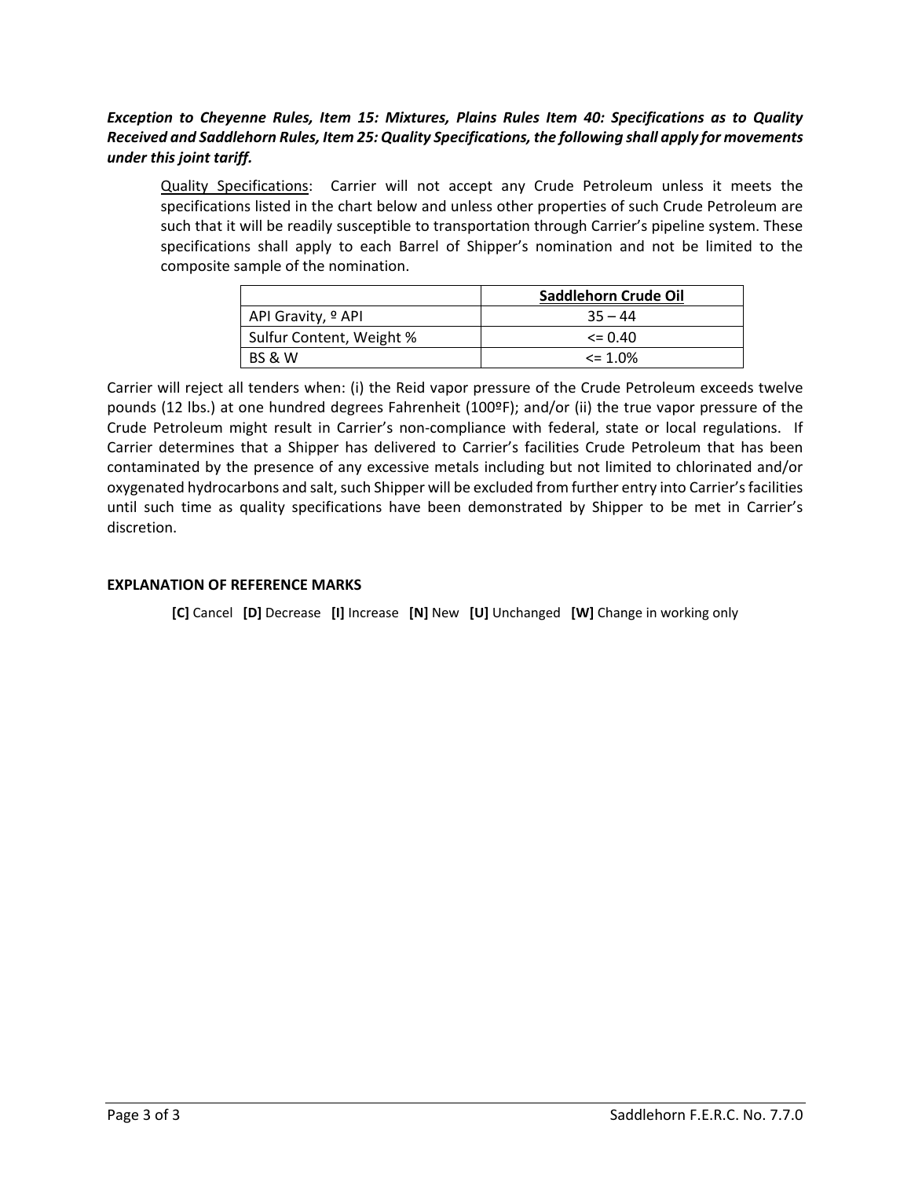***Exception to Cheyenne Rules, Item 15: Mixtures, Plains Rules Item 40: Specifications as to Quality Received and Saddlehorn Rules, Item 25: Quality Specifications, the following shall apply for movements under this joint tariff.***

Quality Specifications: Carrier will not accept any Crude Petroleum unless it meets the specifications listed in the chart below and unless other properties of such Crude Petroleum are such that it will be readily susceptible to transportation through Carrier's pipeline system. These specifications shall apply to each Barrel of Shipper's nomination and not be limited to the composite sample of the nomination.

| | Saddlehorn Crude Oil |
|---|---|
| API Gravity, º API | 35 – 44 |
| Sulfur Content, Weight % | <= 0.40 |
| BS & W | <= 1.0% |

Carrier will reject all tenders when: (i) the Reid vapor pressure of the Crude Petroleum exceeds twelve pounds (12 lbs.) at one hundred degrees Fahrenheit (100ºF); and/or (ii) the true vapor pressure of the Crude Petroleum might result in Carrier's non-compliance with federal, state or local regulations. If Carrier determines that a Shipper has delivered to Carrier's facilities Crude Petroleum that has been contaminated by the presence of any excessive metals including but not limited to chlorinated and/or oxygenated hydrocarbons and salt, such Shipper will be excluded from further entry into Carrier's facilities until such time as quality specifications have been demonstrated by Shipper to be met in Carrier's discretion.

**EXPLANATION OF REFERENCE MARKS**

**[C]** Cancel **[D]** Decrease **[I]** Increase **[N]** New **[U]** Unchanged **[W]** Change in working only